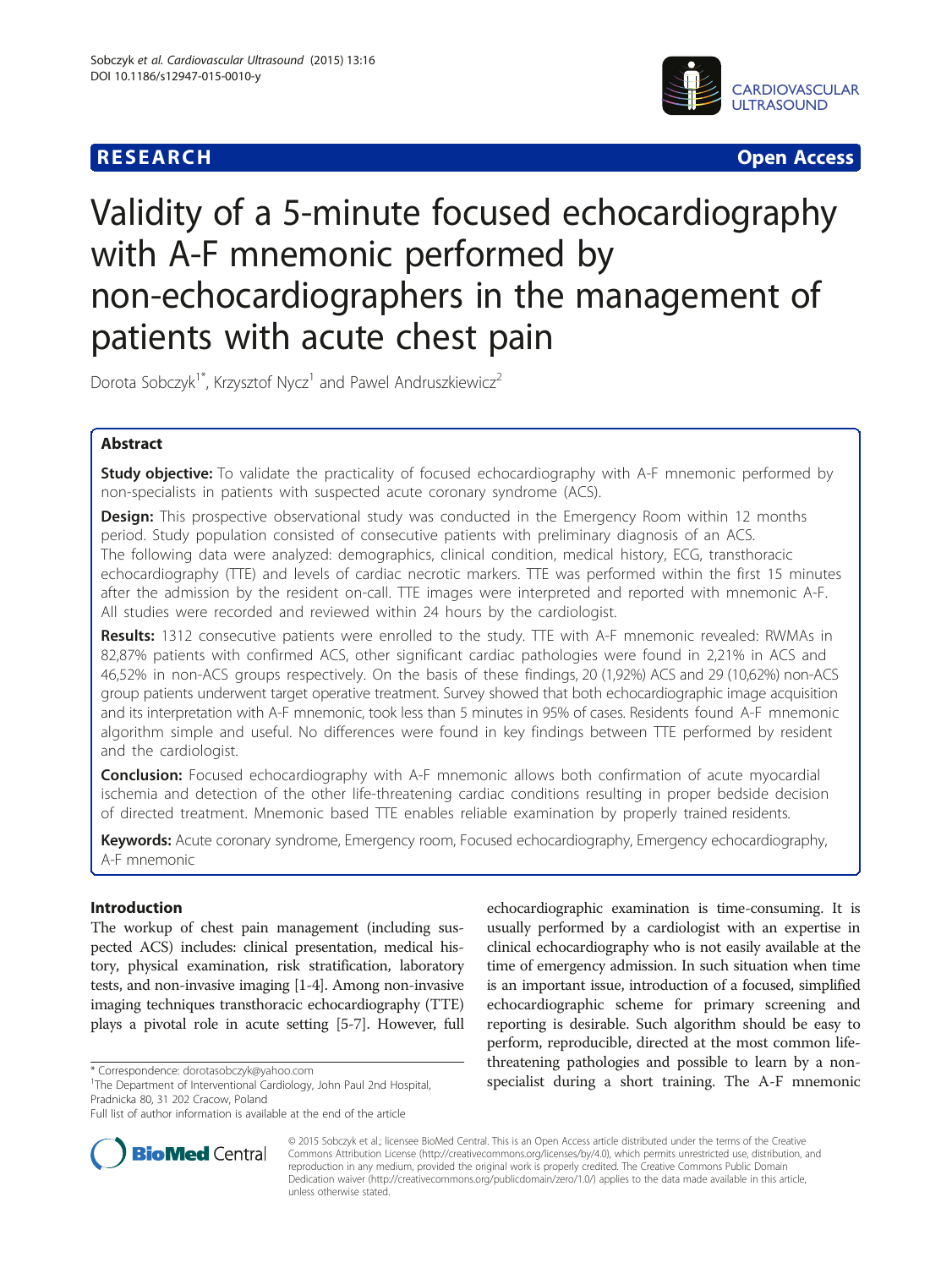RESEARCH Open Access

# Validity of a 5-minute focused echocardiography with A-F mnemonic performed by non-echocardiographers in the management of patients with acute chest pain

Dorota Sobczyk[1*], Krzysztof Nycz[1] and Pawel Andruszkiewicz[2]

## Abstract

**Study objective:** To validate the practicality of focused echocardiography with A-F mnemonic performed by non-specialists in patients with suspected acute coronary syndrome (ACS).

**Design:** This prospective observational study was conducted in the Emergency Room within 12 months period. Study population consisted of consecutive patients with preliminary diagnosis of an ACS. The following data were analyzed: demographics, clinical condition, medical history, ECG, transthoracic echocardiography (TTE) and levels of cardiac necrotic markers. TTE was performed within the first 15 minutes after the admission by the resident on-call. TTE images were interpreted and reported with mnemonic A-F. All studies were recorded and reviewed within 24 hours by the cardiologist.

**Results:** 1312 consecutive patients were enrolled to the study. TTE with A-F mnemonic revealed: RWMAs in 82,87% patients with confirmed ACS, other significant cardiac pathologies were found in 2,21% in ACS and 46,52% in non-ACS groups respectively. On the basis of these findings, 20 (1,92%) ACS and 29 (10,62%) non-ACS group patients underwent target operative treatment. Survey showed that both echocardiographic image acquisition and its interpretation with A-F mnemonic, took less than 5 minutes in 95% of cases. Residents found A-F mnemonic algorithm simple and useful. No differences were found in key findings between TTE performed by resident and the cardiologist.

**Conclusion:** Focused echocardiography with A-F mnemonic allows both confirmation of acute myocardial ischemia and detection of the other life-threatening cardiac conditions resulting in proper bedside decision of directed treatment. Mnemonic based TTE enables reliable examination by properly trained residents.

**Keywords:** Acute coronary syndrome, Emergency room, Focused echocardiography, Emergency echocardiography, A-F mnemonic

## Introduction

The workup of chest pain management (including suspected ACS) includes: clinical presentation, medical history, physical examination, risk stratification, laboratory tests, and non-invasive imaging [1-4]. Among non-invasive imaging techniques transthoracic echocardiography (TTE) plays a pivotal role in acute setting [5-7]. However, full echocardiographic examination is time-consuming. It is usually performed by a cardiologist with an expertise in clinical echocardiography who is not easily available at the time of emergency admission. In such situation when time is an important issue, introduction of a focused, simplified echocardiographic scheme for primary screening and reporting is desirable. Such algorithm should be easy to perform, reproducible, directed at the most common life-threatening pathologies and possible to learn by a non-specialist during a short training. The A-F mnemonic

* Correspondence: dorotasobczyk@yahoo.com
[1]The Department of Interventional Cardiology, John Paul 2nd Hospital, Pradnicka 80, 31 202 Cracow, Poland
Full list of author information is available at the end of the article

© 2015 Sobczyk et al.; licensee BioMed Central. This is an Open Access article distributed under the terms of the Creative Commons Attribution License (http://creativecommons.org/licenses/by/4.0), which permits unrestricted use, distribution, and reproduction in any medium, provided the original work is properly credited. The Creative Commons Public Domain Dedication waiver (http://creativecommons.org/publicdomain/zero/1.0/) applies to the data made available in this article, unless otherwise stated.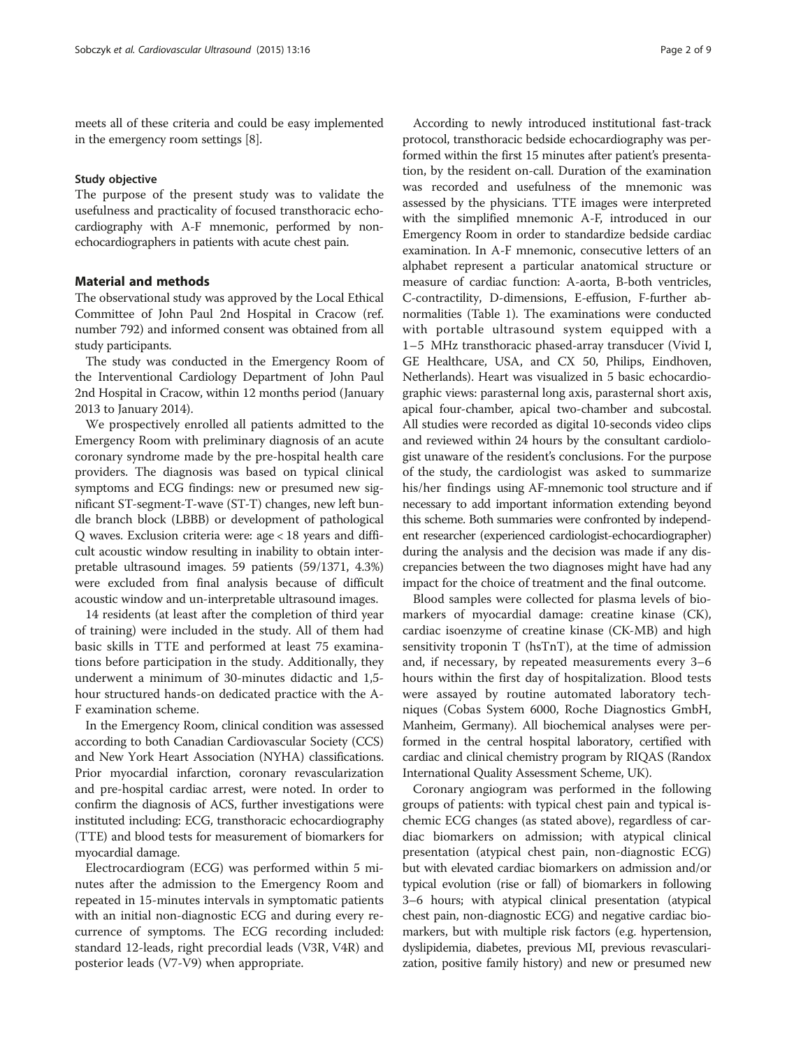meets all of these criteria and could be easy implemented in the emergency room settings [8].

### Study objective

The purpose of the present study was to validate the usefulness and practicality of focused transthoracic echocardiography with A-F mnemonic, performed by non-echocardiographers in patients with acute chest pain.

## Material and methods

The observational study was approved by the Local Ethical Committee of John Paul 2nd Hospital in Cracow (ref. number 792) and informed consent was obtained from all study participants.

The study was conducted in the Emergency Room of the Interventional Cardiology Department of John Paul 2nd Hospital in Cracow, within 12 months period (January 2013 to January 2014).

We prospectively enrolled all patients admitted to the Emergency Room with preliminary diagnosis of an acute coronary syndrome made by the pre-hospital health care providers. The diagnosis was based on typical clinical symptoms and ECG findings: new or presumed new significant ST-segment-T-wave (ST-T) changes, new left bundle branch block (LBBB) or development of pathological Q waves. Exclusion criteria were: age < 18 years and difficult acoustic window resulting in inability to obtain interpretable ultrasound images. 59 patients (59/1371, 4.3%) were excluded from final analysis because of difficult acoustic window and un-interpretable ultrasound images.

14 residents (at least after the completion of third year of training) were included in the study. All of them had basic skills in TTE and performed at least 75 examinations before participation in the study. Additionally, they underwent a minimum of 30-minutes didactic and 1,5-hour structured hands-on dedicated practice with the A-F examination scheme.

In the Emergency Room, clinical condition was assessed according to both Canadian Cardiovascular Society (CCS) and New York Heart Association (NYHA) classifications. Prior myocardial infarction, coronary revascularization and pre-hospital cardiac arrest, were noted. In order to confirm the diagnosis of ACS, further investigations were instituted including: ECG, transthoracic echocardiography (TTE) and blood tests for measurement of biomarkers for myocardial damage.

Electrocardiogram (ECG) was performed within 5 minutes after the admission to the Emergency Room and repeated in 15-minutes intervals in symptomatic patients with an initial non-diagnostic ECG and during every recurrence of symptoms. The ECG recording included: standard 12-leads, right precordial leads (V3R, V4R) and posterior leads (V7-V9) when appropriate.

According to newly introduced institutional fast-track protocol, transthoracic bedside echocardiography was performed within the first 15 minutes after patient's presentation, by the resident on-call. Duration of the examination was recorded and usefulness of the mnemonic was assessed by the physicians. TTE images were interpreted with the simplified mnemonic A-F, introduced in our Emergency Room in order to standardize bedside cardiac examination. In A-F mnemonic, consecutive letters of an alphabet represent a particular anatomical structure or measure of cardiac function: A-aorta, B-both ventricles, C-contractility, D-dimensions, E-effusion, F-further abnormalities (Table 1). The examinations were conducted with portable ultrasound system equipped with a 1–5 MHz transthoracic phased-array transducer (Vivid I, GE Healthcare, USA, and CX 50, Philips, Eindhoven, Netherlands). Heart was visualized in 5 basic echocardiographic views: parasternal long axis, parasternal short axis, apical four-chamber, apical two-chamber and subcostal. All studies were recorded as digital 10-seconds video clips and reviewed within 24 hours by the consultant cardiologist unaware of the resident's conclusions. For the purpose of the study, the cardiologist was asked to summarize his/her findings using AF-mnemonic tool structure and if necessary to add important information extending beyond this scheme. Both summaries were confronted by independent researcher (experienced cardiologist-echocardiographer) during the analysis and the decision was made if any discrepancies between the two diagnoses might have had any impact for the choice of treatment and the final outcome.

Blood samples were collected for plasma levels of biomarkers of myocardial damage: creatine kinase (CK), cardiac isoenzyme of creatine kinase (CK-MB) and high sensitivity troponin T (hsTnT), at the time of admission and, if necessary, by repeated measurements every 3–6 hours within the first day of hospitalization. Blood tests were assayed by routine automated laboratory techniques (Cobas System 6000, Roche Diagnostics GmbH, Manheim, Germany). All biochemical analyses were performed in the central hospital laboratory, certified with cardiac and clinical chemistry program by RIQAS (Randox International Quality Assessment Scheme, UK).

Coronary angiogram was performed in the following groups of patients: with typical chest pain and typical ischemic ECG changes (as stated above), regardless of cardiac biomarkers on admission; with atypical clinical presentation (atypical chest pain, non-diagnostic ECG) but with elevated cardiac biomarkers on admission and/or typical evolution (rise or fall) of biomarkers in following 3–6 hours; with atypical clinical presentation (atypical chest pain, non-diagnostic ECG) and negative cardiac biomarkers, but with multiple risk factors (e.g. hypertension, dyslipidemia, diabetes, previous MI, previous revascularization, positive family history) and new or presumed new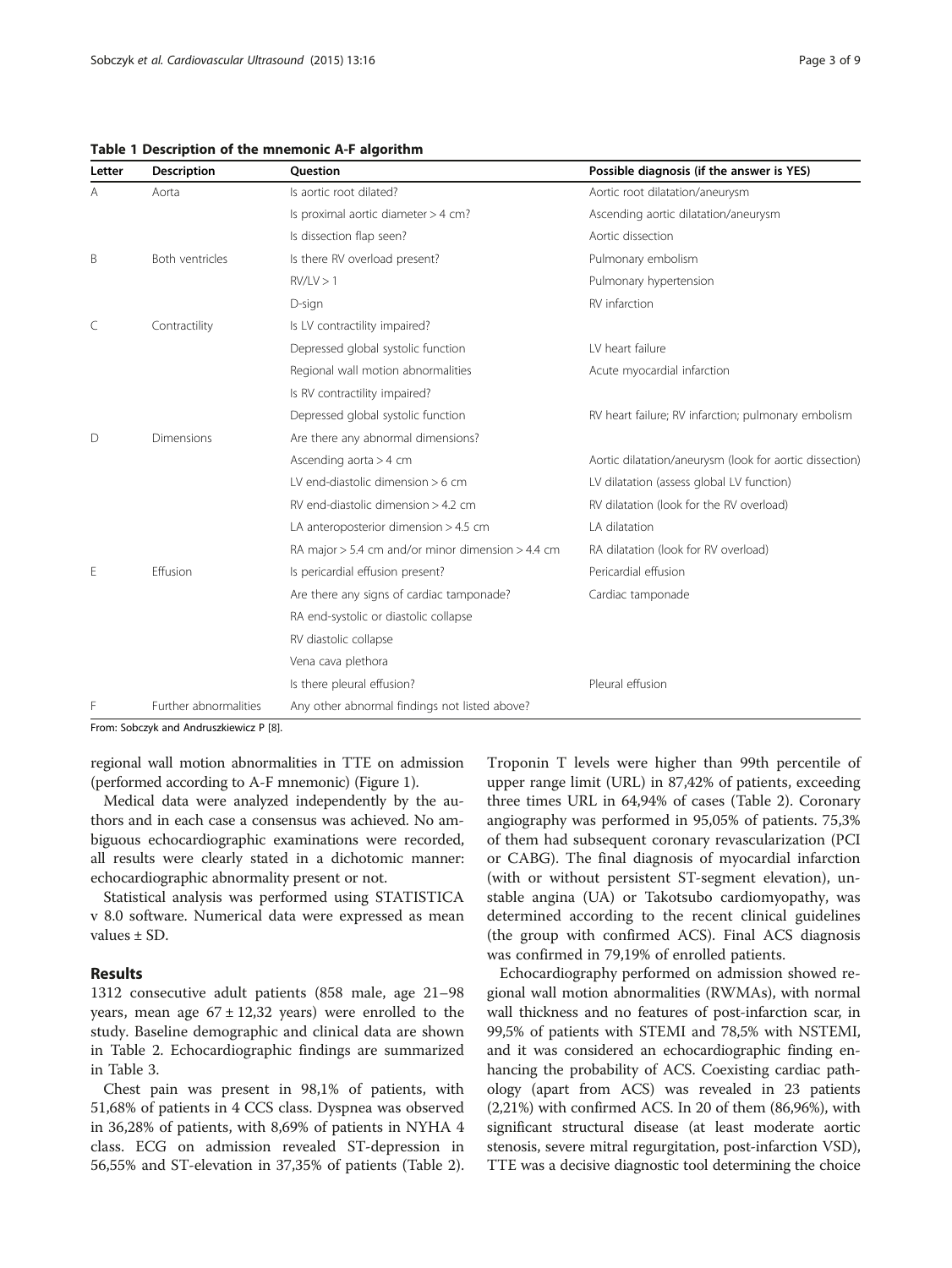**Table 1 Description of the mnemonic A-F algorithm**

| Letter | Description | Question | Possible diagnosis (if the answer is YES) |
|---|---|---|---|
| A | Aorta | Is aortic root dilated? | Aortic root dilatation/aneurysm |
| | | Is proximal aortic diameter > 4 cm? | Ascending aortic dilatation/aneurysm |
| | | Is dissection flap seen? | Aortic dissection |
| B | Both ventricles | Is there RV overload present? | Pulmonary embolism |
| | | RV/LV > 1 | Pulmonary hypertension |
| | | D-sign | RV infarction |
| C | Contractility | Is LV contractility impaired? | |
| | | Depressed global systolic function | LV heart failure |
| | | Regional wall motion abnormalities | Acute myocardial infarction |
| | | Is RV contractility impaired? | |
| | | Depressed global systolic function | RV heart failure; RV infarction; pulmonary embolism |
| D | Dimensions | Are there any abnormal dimensions? | |
| | | Ascending aorta > 4 cm | Aortic dilatation/aneurysm (look for aortic dissection) |
| | | LV end-diastolic dimension > 6 cm | LV dilatation (assess global LV function) |
| | | RV end-diastolic dimension > 4.2 cm | RV dilatation (look for the RV overload) |
| | | LA anteroposterior dimension > 4.5 cm | LA dilatation |
| | | RA major > 5.4 cm and/or minor dimension > 4.4 cm | RA dilatation (look for RV overload) |
| E | Effusion | Is pericardial effusion present? | Pericardial effusion |
| | | Are there any signs of cardiac tamponade? | Cardiac tamponade |
| | | RA end-systolic or diastolic collapse | |
| | | RV diastolic collapse | |
| | | Vena cava plethora | |
| | | Is there pleural effusion? | Pleural effusion |
| F | Further abnormalities | Any other abnormal findings not listed above? | |

From: Sobczyk and Andruszkiewicz P [8].

regional wall motion abnormalities in TTE on admission (performed according to A-F mnemonic) (Figure 1).

Medical data were analyzed independently by the authors and in each case a consensus was achieved. No ambiguous echocardiographic examinations were recorded, all results were clearly stated in a dichotomic manner: echocardiographic abnormality present or not.

Statistical analysis was performed using STATISTICA v 8.0 software. Numerical data were expressed as mean values ± SD.

## Results

1312 consecutive adult patients (858 male, age 21–98 years, mean age 67 ± 12,32 years) were enrolled to the study. Baseline demographic and clinical data are shown in Table 2. Echocardiographic findings are summarized in Table 3.

Chest pain was present in 98,1% of patients, with 51,68% of patients in 4 CCS class. Dyspnea was observed in 36,28% of patients, with 8,69% of patients in NYHA 4 class. ECG on admission revealed ST-depression in 56,55% and ST-elevation in 37,35% of patients (Table 2). Troponin T levels were higher than 99th percentile of upper range limit (URL) in 87,42% of patients, exceeding three times URL in 64,94% of cases (Table 2). Coronary angiography was performed in 95,05% of patients. 75,3% of them had subsequent coronary revascularization (PCI or CABG). The final diagnosis of myocardial infarction (with or without persistent ST-segment elevation), unstable angina (UA) or Takotsubo cardiomyopathy, was determined according to the recent clinical guidelines (the group with confirmed ACS). Final ACS diagnosis was confirmed in 79,19% of enrolled patients.

Echocardiography performed on admission showed regional wall motion abnormalities (RWMAs), with normal wall thickness and no features of post-infarction scar, in 99,5% of patients with STEMI and 78,5% with NSTEMI, and it was considered an echocardiographic finding enhancing the probability of ACS. Coexisting cardiac pathology (apart from ACS) was revealed in 23 patients (2,21%) with confirmed ACS. In 20 of them (86,96%), with significant structural disease (at least moderate aortic stenosis, severe mitral regurgitation, post-infarction VSD), TTE was a decisive diagnostic tool determining the choice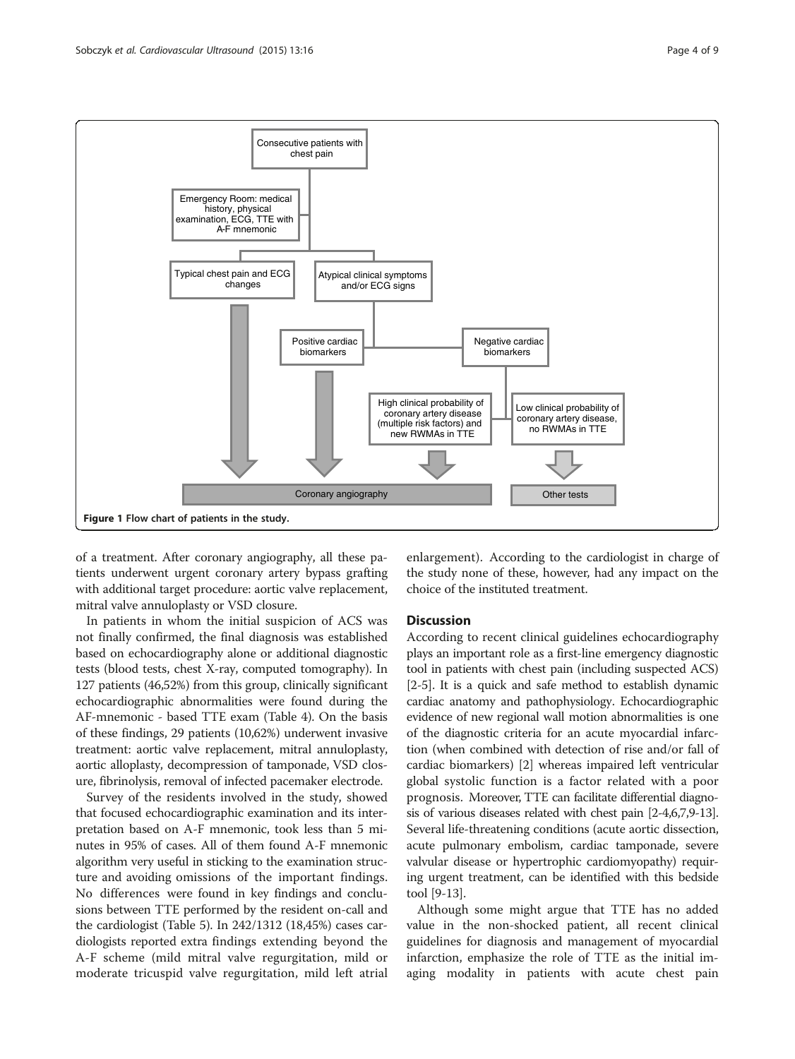Figure 1 Flow chart of patients in the study.

of a treatment. After coronary angiography, all these patients underwent urgent coronary artery bypass grafting with additional target procedure: aortic valve replacement, mitral valve annuloplasty or VSD closure.

In patients in whom the initial suspicion of ACS was not finally confirmed, the final diagnosis was established based on echocardiography alone or additional diagnostic tests (blood tests, chest X-ray, computed tomography). In 127 patients (46,52%) from this group, clinically significant echocardiographic abnormalities were found during the AF-mnemonic - based TTE exam (Table 4). On the basis of these findings, 29 patients (10,62%) underwent invasive treatment: aortic valve replacement, mitral annuloplasty, aortic alloplasty, decompression of tamponade, VSD closure, fibrinolysis, removal of infected pacemaker electrode.

Survey of the residents involved in the study, showed that focused echocardiographic examination and its interpretation based on A-F mnemonic, took less than 5 minutes in 95% of cases. All of them found A-F mnemonic algorithm very useful in sticking to the examination structure and avoiding omissions of the important findings. No differences were found in key findings and conclusions between TTE performed by the resident on-call and the cardiologist (Table 5). In 242/1312 (18,45%) cases cardiologists reported extra findings extending beyond the A-F scheme (mild mitral valve regurgitation, mild or moderate tricuspid valve regurgitation, mild left atrial enlargement). According to the cardiologist in charge of the study none of these, however, had any impact on the choice of the instituted treatment.

## Discussion

According to recent clinical guidelines echocardiography plays an important role as a first-line emergency diagnostic tool in patients with chest pain (including suspected ACS) [2-5]. It is a quick and safe method to establish dynamic cardiac anatomy and pathophysiology. Echocardiographic evidence of new regional wall motion abnormalities is one of the diagnostic criteria for an acute myocardial infarction (when combined with detection of rise and/or fall of cardiac biomarkers) [2] whereas impaired left ventricular global systolic function is a factor related with a poor prognosis. Moreover, TTE can facilitate differential diagnosis of various diseases related with chest pain [2-4,6,7,9-13]. Several life-threatening conditions (acute aortic dissection, acute pulmonary embolism, cardiac tamponade, severe valvular disease or hypertrophic cardiomyopathy) requiring urgent treatment, can be identified with this bedside tool [9-13].

Although some might argue that TTE has no added value in the non-shocked patient, all recent clinical guidelines for diagnosis and management of myocardial infarction, emphasize the role of TTE as the initial imaging modality in patients with acute chest pain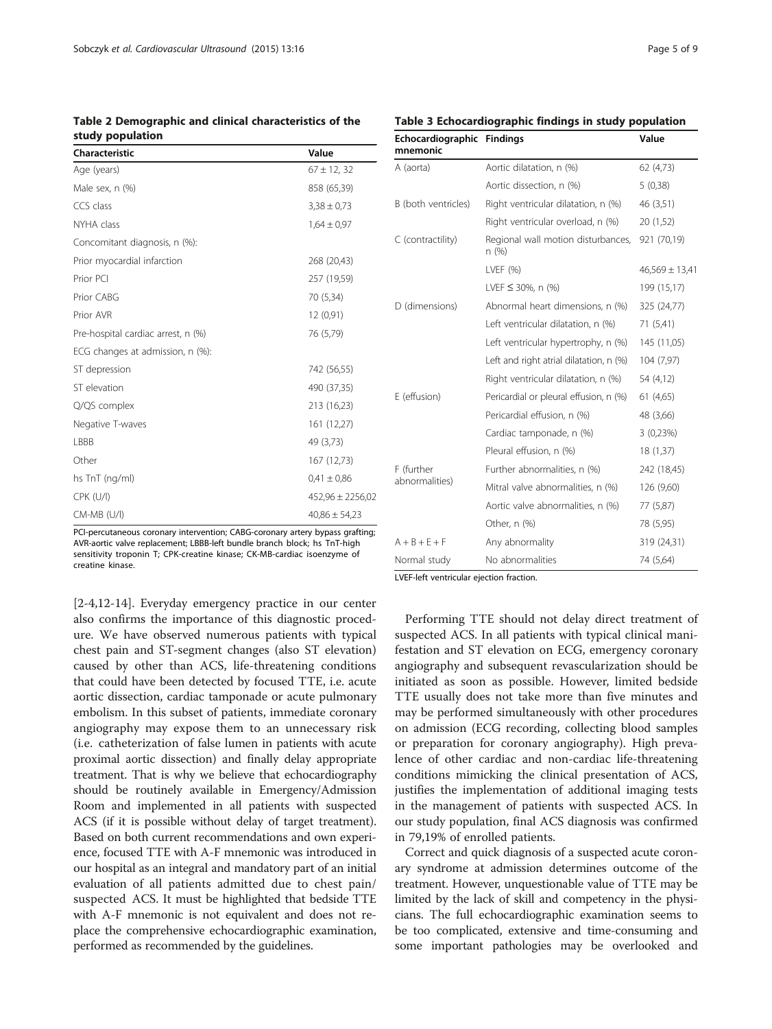**Table 2 Demographic and clinical characteristics of the study population**

| Characteristic | Value |
| --- | --- |
| Age (years) | 67 ± 12, 32 |
| Male sex, n (%) | 858 (65,39) |
| CCS class | 3,38 ± 0,73 |
| NYHA class | 1,64 ± 0,97 |
| Concomitant diagnosis, n (%): | |
| Prior myocardial infarction | 268 (20,43) |
| Prior PCI | 257 (19,59) |
| Prior CABG | 70 (5,34) |
| Prior AVR | 12 (0,91) |
| Pre-hospital cardiac arrest, n (%) | 76 (5,79) |
| ECG changes at admission, n (%): | |
| ST depression | 742 (56,55) |
| ST elevation | 490 (37,35) |
| Q/QS complex | 213 (16,23) |
| Negative T-waves | 161 (12,27) |
| LBBB | 49 (3,73) |
| Other | 167 (12,73) |
| hs TnT (ng/ml) | 0,41 ± 0,86 |
| CPK (U/l) | 452,96 ± 2256,02 |
| CM-MB (U/l) | 40,86 ± 54,23 |

PCI-percutaneous coronary intervention; CABG-coronary artery bypass grafting; AVR-aortic valve replacement; LBBB-left bundle branch block; hs TnT-high sensitivity troponin T; CPK-creatine kinase; CK-MB-cardiac isoenzyme of creatine kinase.

**Table 3 Echocardiographic findings in study population**

| Echocardiographic mnemonic | Findings | Value |
| --- | --- | --- |
| A (aorta) | Aortic dilatation, n (%) | 62 (4,73) |
| | Aortic dissection, n (%) | 5 (0,38) |
| B (both ventricles) | Right ventricular dilatation, n (%) | 46 (3,51) |
| | Right ventricular overload, n (%) | 20 (1,52) |
| C (contractility) | Regional wall motion disturbances, n (%) | 921 (70,19) |
| | LVEF (%) | 46,569 ± 13,41 |
| | LVEF ≤ 30%, n (%) | 199 (15,17) |
| D (dimensions) | Abnormal heart dimensions, n (%) | 325 (24,77) |
| | Left ventricular dilatation, n (%) | 71 (5,41) |
| | Left ventricular hypertrophy, n (%) | 145 (11,05) |
| | Left and right atrial dilatation, n (%) | 104 (7,97) |
| | Right ventricular dilatation, n (%) | 54 (4,12) |
| E (effusion) | Pericardial or pleural effusion, n (%) | 61 (4,65) |
| | Pericardial effusion, n (%) | 48 (3,66) |
| | Cardiac tamponade, n (%) | 3 (0,23%) |
| | Pleural effusion, n (%) | 18 (1,37) |
| F (further abnormalities) | Further abnormalities, n (%) | 242 (18,45) |
| | Mitral valve abnormalities, n (%) | 126 (9,60) |
| | Aortic valve abnormalities, n (%) | 77 (5,87) |
| | Other, n (%) | 78 (5,95) |
| A + B + E + F | Any abnormality | 319 (24,31) |
| Normal study | No abnormalities | 74 (5,64) |

LVEF-left ventricular ejection fraction.

[2-4,12-14]. Everyday emergency practice in our center also confirms the importance of this diagnostic procedure. We have observed numerous patients with typical chest pain and ST-segment changes (also ST elevation) caused by other than ACS, life-threatening conditions that could have been detected by focused TTE, i.e. acute aortic dissection, cardiac tamponade or acute pulmonary embolism. In this subset of patients, immediate coronary angiography may expose them to an unnecessary risk (i.e. catheterization of false lumen in patients with acute proximal aortic dissection) and finally delay appropriate treatment. That is why we believe that echocardiography should be routinely available in Emergency/Admission Room and implemented in all patients with suspected ACS (if it is possible without delay of target treatment). Based on both current recommendations and own experience, focused TTE with A-F mnemonic was introduced in our hospital as an integral and mandatory part of an initial evaluation of all patients admitted due to chest pain/suspected ACS. It must be highlighted that bedside TTE with A-F mnemonic is not equivalent and does not replace the comprehensive echocardiographic examination, performed as recommended by the guidelines.

Performing TTE should not delay direct treatment of suspected ACS. In all patients with typical clinical manifestation and ST elevation on ECG, emergency coronary angiography and subsequent revascularization should be initiated as soon as possible. However, limited bedside TTE usually does not take more than five minutes and may be performed simultaneously with other procedures on admission (ECG recording, collecting blood samples or preparation for coronary angiography). High prevalence of other cardiac and non-cardiac life-threatening conditions mimicking the clinical presentation of ACS, justifies the implementation of additional imaging tests in the management of patients with suspected ACS. In our study population, final ACS diagnosis was confirmed in 79,19% of enrolled patients.

Correct and quick diagnosis of a suspected acute coronary syndrome at admission determines outcome of the treatment. However, unquestionable value of TTE may be limited by the lack of skill and competency in the physicians. The full echocardiographic examination seems to be too complicated, extensive and time-consuming and some important pathologies may be overlooked and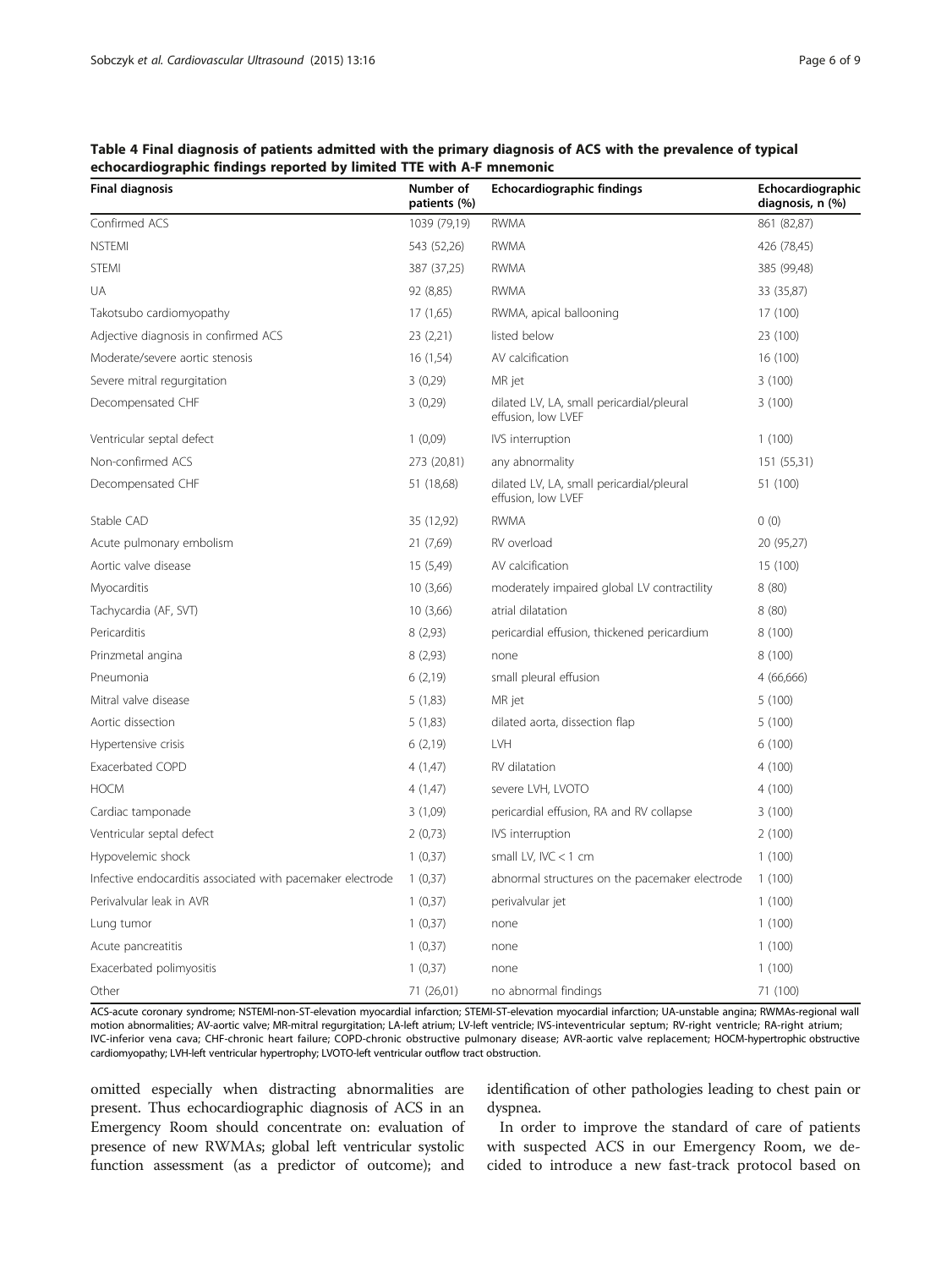**Table 4 Final diagnosis of patients admitted with the primary diagnosis of ACS with the prevalence of typical echocardiographic findings reported by limited TTE with A-F mnemonic**

| Final diagnosis | Number of patients (%) | Echocardiographic findings | Echocardiographic diagnosis, n (%) |
|---|---|---|---|
| Confirmed ACS | 1039 (79,19) | RWMA | 861 (82,87) |
| NSTEMI | 543 (52,26) | RWMA | 426 (78,45) |
| STEMI | 387 (37,25) | RWMA | 385 (99,48) |
| UA | 92 (8,85) | RWMA | 33 (35,87) |
| Takotsubo cardiomyopathy | 17 (1,65) | RWMA, apical ballooning | 17 (100) |
| Adjective diagnosis in confirmed ACS | 23 (2,21) | listed below | 23 (100) |
| Moderate/severe aortic stenosis | 16 (1,54) | AV calcification | 16 (100) |
| Severe mitral regurgitation | 3 (0,29) | MR jet | 3 (100) |
| Decompensated CHF | 3 (0,29) | dilated LV, LA, small pericardial/pleural effusion, low LVEF | 3 (100) |
| Ventricular septal defect | 1 (0,09) | IVS interruption | 1 (100) |
| Non-confirmed ACS | 273 (20,81) | any abnormality | 151 (55,31) |
| Decompensated CHF | 51 (18,68) | dilated LV, LA, small pericardial/pleural effusion, low LVEF | 51 (100) |
| Stable CAD | 35 (12,92) | RWMA | 0 (0) |
| Acute pulmonary embolism | 21 (7,69) | RV overload | 20 (95,27) |
| Aortic valve disease | 15 (5,49) | AV calcification | 15 (100) |
| Myocarditis | 10 (3,66) | moderately impaired global LV contractility | 8 (80) |
| Tachycardia (AF, SVT) | 10 (3,66) | atrial dilatation | 8 (80) |
| Pericarditis | 8 (2,93) | pericardial effusion, thickened pericardium | 8 (100) |
| Prinzmetal angina | 8 (2,93) | none | 8 (100) |
| Pneumonia | 6 (2,19) | small pleural effusion | 4 (66,666) |
| Mitral valve disease | 5 (1,83) | MR jet | 5 (100) |
| Aortic dissection | 5 (1,83) | dilated aorta, dissection flap | 5 (100) |
| Hypertensive crisis | 6 (2,19) | LVH | 6 (100) |
| Exacerbated COPD | 4 (1,47) | RV dilatation | 4 (100) |
| HOCM | 4 (1,47) | severe LVH, LVOTO | 4 (100) |
| Cardiac tamponade | 3 (1,09) | pericardial effusion, RA and RV collapse | 3 (100) |
| Ventricular septal defect | 2 (0,73) | IVS interruption | 2 (100) |
| Hypovelemic shock | 1 (0,37) | small LV, IVC < 1 cm | 1 (100) |
| Infective endocarditis associated with pacemaker electrode | 1 (0,37) | abnormal structures on the pacemaker electrode | 1 (100) |
| Perivalvular leak in AVR | 1 (0,37) | perivalvular jet | 1 (100) |
| Lung tumor | 1 (0,37) | none | 1 (100) |
| Acute pancreatitis | 1 (0,37) | none | 1 (100) |
| Exacerbated polimyositis | 1 (0,37) | none | 1 (100) |
| Other | 71 (26,01) | no abnormal findings | 71 (100) |

ACS-acute coronary syndrome; NSTEMI-non-ST-elevation myocardial infarction; STEMI-ST-elevation myocardial infarction; UA-unstable angina; RWMAs-regional wall motion abnormalities; AV-aortic valve; MR-mitral regurgitation; LA-left atrium; LV-left ventricle; IVS-inteventricular septum; RV-right ventricle; RA-right atrium; IVC-inferior vena cava; CHF-chronic heart failure; COPD-chronic obstructive pulmonary disease; AVR-aortic valve replacement; HOCM-hypertrophic obstructive cardiomyopathy; LVH-left ventricular hypertrophy; LVOTO-left ventricular outflow tract obstruction.

omitted especially when distracting abnormalities are present. Thus echocardiographic diagnosis of ACS in an Emergency Room should concentrate on: evaluation of presence of new RWMAs; global left ventricular systolic function assessment (as a predictor of outcome); and identification of other pathologies leading to chest pain or dyspnea.

In order to improve the standard of care of patients with suspected ACS in our Emergency Room, we decided to introduce a new fast-track protocol based on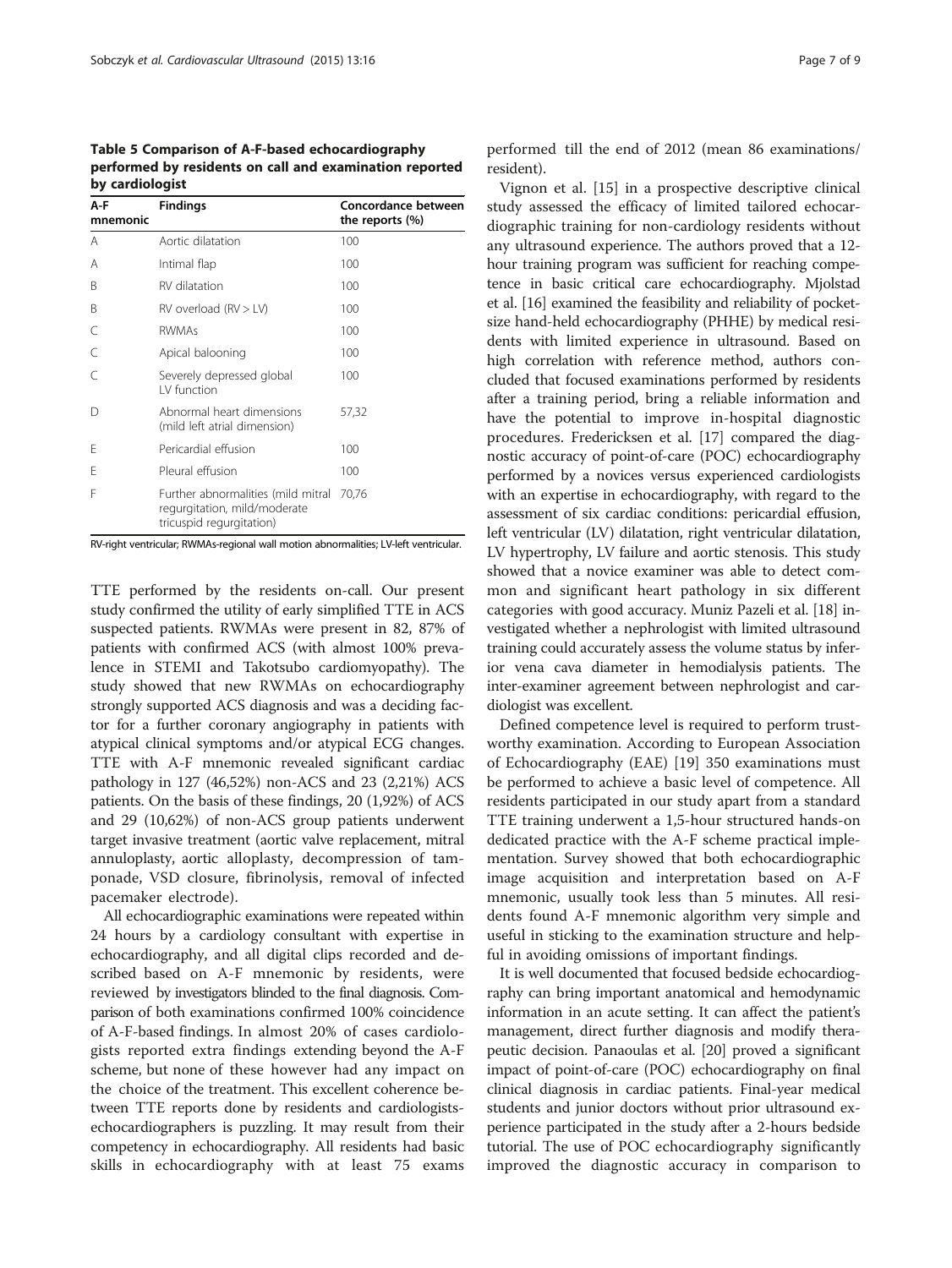**Table 5 Comparison of A-F-based echocardiography performed by residents on call and examination reported by cardiologist**

| A-F mnemonic | Findings | Concordance between the reports (%) |
|---|---|---|
| A | Aortic dilatation | 100 |
| A | Intimal flap | 100 |
| B | RV dilatation | 100 |
| B | RV overload (RV > LV) | 100 |
| C | RWMAs | 100 |
| C | Apical balooning | 100 |
| C | Severely depressed global LV function | 100 |
| D | Abnormal heart dimensions (mild left atrial dimension) | 57,32 |
| E | Pericardial effusion | 100 |
| E | Pleural effusion | 100 |
| F | Further abnormalities (mild mitral regurgitation, mild/moderate tricuspid regurgitation) | 70,76 |

RV-right ventricular; RWMAs-regional wall motion abnormalities; LV-left ventricular.

TTE performed by the residents on-call. Our present study confirmed the utility of early simplified TTE in ACS suspected patients. RWMAs were present in 82, 87% of patients with confirmed ACS (with almost 100% prevalence in STEMI and Takotsubo cardiomyopathy). The study showed that new RWMAs on echocardiography strongly supported ACS diagnosis and was a deciding factor for a further coronary angiography in patients with atypical clinical symptoms and/or atypical ECG changes. TTE with A-F mnemonic revealed significant cardiac pathology in 127 (46,52%) non-ACS and 23 (2,21%) ACS patients. On the basis of these findings, 20 (1,92%) of ACS and 29 (10,62%) of non-ACS group patients underwent target invasive treatment (aortic valve replacement, mitral annuloplasty, aortic alloplasty, decompression of tamponade, VSD closure, fibrinolysis, removal of infected pacemaker electrode).

All echocardiographic examinations were repeated within 24 hours by a cardiology consultant with expertise in echocardiography, and all digital clips recorded and described based on A-F mnemonic by residents, were reviewed by investigators blinded to the final diagnosis. Comparison of both examinations confirmed 100% coincidence of A-F-based findings. In almost 20% of cases cardiologists reported extra findings extending beyond the A-F scheme, but none of these however had any impact on the choice of the treatment. This excellent coherence between TTE reports done by residents and cardiologists-echocardiographers is puzzling. It may result from their competency in echocardiography. All residents had basic skills in echocardiography with at least 75 exams performed till the end of 2012 (mean 86 examinations/resident).

Vignon et al. [15] in a prospective descriptive clinical study assessed the efficacy of limited tailored echocardiographic training for non-cardiology residents without any ultrasound experience. The authors proved that a 12-hour training program was sufficient for reaching competence in basic critical care echocardiography. Mjolstad et al. [16] examined the feasibility and reliability of pocket-size hand-held echocardiography (PHHE) by medical residents with limited experience in ultrasound. Based on high correlation with reference method, authors concluded that focused examinations performed by residents after a training period, bring a reliable information and have the potential to improve in-hospital diagnostic procedures. Fredericksen et al. [17] compared the diagnostic accuracy of point-of-care (POC) echocardiography performed by a novices versus experienced cardiologists with an expertise in echocardiography, with regard to the assessment of six cardiac conditions: pericardial effusion, left ventricular (LV) dilatation, right ventricular dilatation, LV hypertrophy, LV failure and aortic stenosis. This study showed that a novice examiner was able to detect common and significant heart pathology in six different categories with good accuracy. Muniz Pazeli et al. [18] investigated whether a nephrologist with limited ultrasound training could accurately assess the volume status by inferior vena cava diameter in hemodialysis patients. The inter-examiner agreement between nephrologist and cardiologist was excellent.

Defined competence level is required to perform trustworthy examination. According to European Association of Echocardiography (EAE) [19] 350 examinations must be performed to achieve a basic level of competence. All residents participated in our study apart from a standard TTE training underwent a 1,5-hour structured hands-on dedicated practice with the A-F scheme practical implementation. Survey showed that both echocardiographic image acquisition and interpretation based on A-F mnemonic, usually took less than 5 minutes. All residents found A-F mnemonic algorithm very simple and useful in sticking to the examination structure and helpful in avoiding omissions of important findings.

It is well documented that focused bedside echocardiography can bring important anatomical and hemodynamic information in an acute setting. It can affect the patient's management, direct further diagnosis and modify therapeutic decision. Panaoulas et al. [20] proved a significant impact of point-of-care (POC) echocardiography on final clinical diagnosis in cardiac patients. Final-year medical students and junior doctors without prior ultrasound experience participated in the study after a 2-hours bedside tutorial. The use of POC echocardiography significantly improved the diagnostic accuracy in comparison to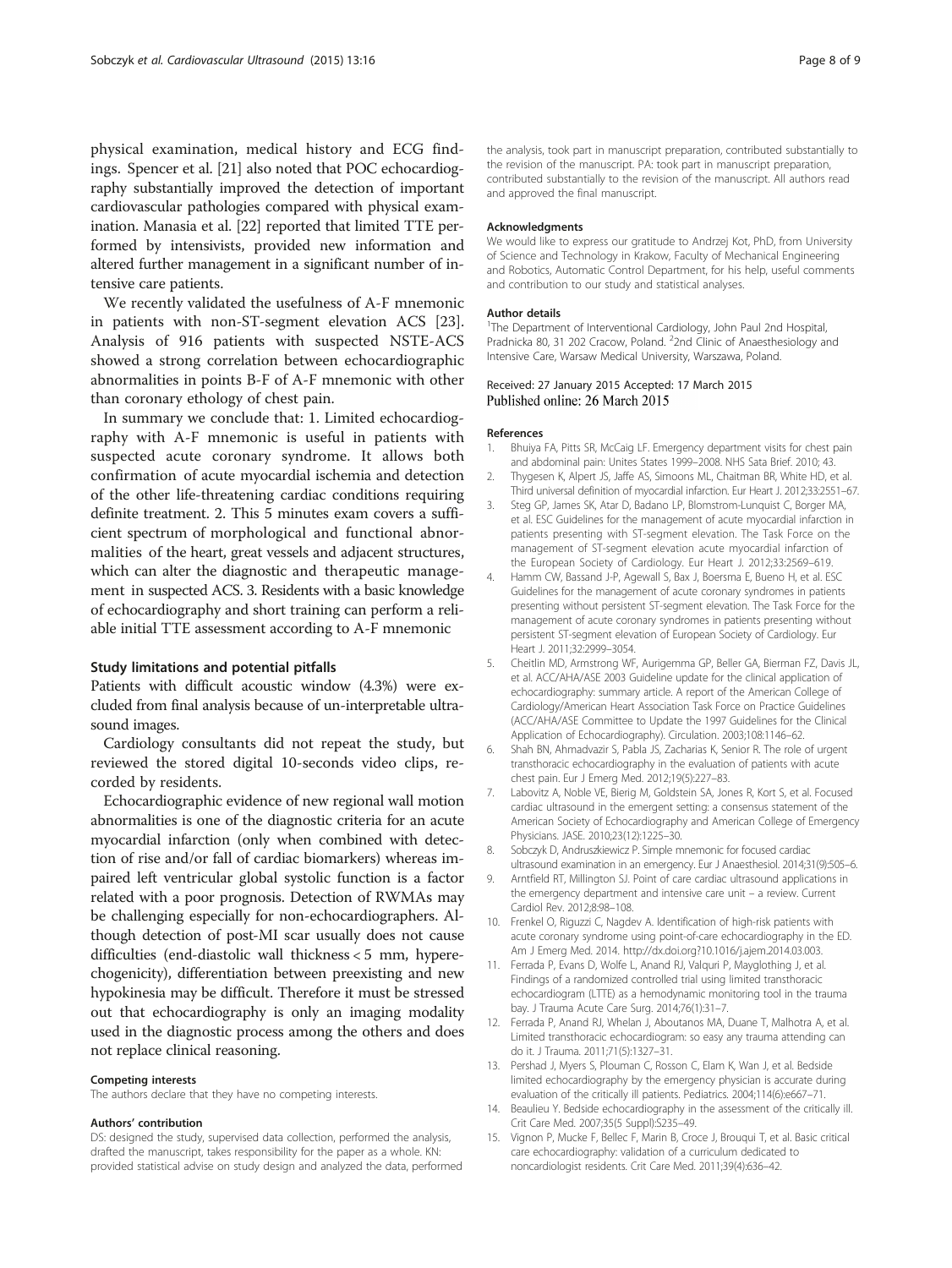physical examination, medical history and ECG findings. Spencer et al. [21] also noted that POC echocardiography substantially improved the detection of important cardiovascular pathologies compared with physical examination. Manasia et al. [22] reported that limited TTE performed by intensivists, provided new information and altered further management in a significant number of intensive care patients.

We recently validated the usefulness of A-F mnemonic in patients with non-ST-segment elevation ACS [23]. Analysis of 916 patients with suspected NSTE-ACS showed a strong correlation between echocardiographic abnormalities in points B-F of A-F mnemonic with other than coronary ethology of chest pain.

In summary we conclude that: 1. Limited echocardiography with A-F mnemonic is useful in patients with suspected acute coronary syndrome. It allows both confirmation of acute myocardial ischemia and detection of the other life-threatening cardiac conditions requiring definite treatment. 2. This 5 minutes exam covers a sufficient spectrum of morphological and functional abnormalities of the heart, great vessels and adjacent structures, which can alter the diagnostic and therapeutic management in suspected ACS. 3. Residents with a basic knowledge of echocardiography and short training can perform a reliable initial TTE assessment according to A-F mnemonic

### Study limitations and potential pitfalls

Patients with difficult acoustic window (4.3%) were excluded from final analysis because of un-interpretable ultrasound images.

Cardiology consultants did not repeat the study, but reviewed the stored digital 10-seconds video clips, recorded by residents.

Echocardiographic evidence of new regional wall motion abnormalities is one of the diagnostic criteria for an acute myocardial infarction (only when combined with detection of rise and/or fall of cardiac biomarkers) whereas impaired left ventricular global systolic function is a factor related with a poor prognosis. Detection of RWMAs may be challenging especially for non-echocardiographers. Although detection of post-MI scar usually does not cause difficulties (end-diastolic wall thickness < 5 mm, hyperechogenicity), differentiation between preexisting and new hypokinesia may be difficult. Therefore it must be stressed out that echocardiography is only an imaging modality used in the diagnostic process among the others and does not replace clinical reasoning.

#### Competing interests

The authors declare that they have no competing interests.

#### Authors' contribution

DS: designed the study, supervised data collection, performed the analysis, drafted the manuscript, takes responsibility for the paper as a whole. KN: provided statistical advise on study design and analyzed the data, performed the analysis, took part in manuscript preparation, contributed substantially to the revision of the manuscript. PA: took part in manuscript preparation, contributed substantially to the revision of the manuscript. All authors read and approved the final manuscript.

#### Acknowledgments

We would like to express our gratitude to Andrzej Kot, PhD, from University of Science and Technology in Krakow, Faculty of Mechanical Engineering and Robotics, Automatic Control Department, for his help, useful comments and contribution to our study and statistical analyses.

#### Author details

[1]The Department of Interventional Cardiology, John Paul 2nd Hospital, Pradnicka 80, 31 202 Cracow, Poland. [2]2nd Clinic of Anaesthesiology and Intensive Care, Warsaw Medical University, Warszawa, Poland.

Received: 27 January 2015 Accepted: 17 March 2015
Published online: 26 March 2015

#### References

1. Bhuiya FA, Pitts SR, McCaig LF. Emergency department visits for chest pain and abdominal pain: Unites States 1999–2008. NHS Sata Brief. 2010; 43.
2. Thygesen K, Alpert JS, Jaffe AS, Simoons ML, Chaitman BR, White HD, et al. Third universal definition of myocardial infarction. Eur Heart J. 2012;33:2551–67.
3. Steg GP, James SK, Atar D, Badano LP, Blomstrom-Lunquist C, Borger MA, et al. ESC Guidelines for the management of acute myocardial infarction in patients presenting with ST-segment elevation. The Task Force on the management of ST-segment elevation acute myocardial infarction of the European Society of Cardiology. Eur Heart J. 2012;33:2569–619.
4. Hamm CW, Bassand J-P, Agewall S, Bax J, Boersma E, Bueno H, et al. ESC Guidelines for the management of acute coronary syndromes in patients presenting without persistent ST-segment elevation. The Task Force for the management of acute coronary syndromes in patients presenting without persistent ST-segment elevation of European Society of Cardiology. Eur Heart J. 2011;32:2999–3054.
5. Cheitlin MD, Armstrong WF, Aurigemma GP, Beller GA, Bierman FZ, Davis JL, et al. ACC/AHA/ASE 2003 Guideline update for the clinical application of echocardiography: summary article. A report of the American College of Cardiology/American Heart Association Task Force on Practice Guidelines (ACC/AHA/ASE Committee to Update the 1997 Guidelines for the Clinical Application of Echocardiography). Circulation. 2003;108:1146–62.
6. Shah BN, Ahmadvazir S, Pabla JS, Zacharias K, Senior R. The role of urgent transthoracic echocardiography in the evaluation of patients with acute chest pain. Eur J Emerg Med. 2012;19(5):227–83.
7. Labovitz A, Noble VE, Bierig M, Goldstein SA, Jones R, Kort S, et al. Focused cardiac ultrasound in the emergent setting: a consensus statement of the American Society of Echocardiography and American College of Emergency Physicians. JASE. 2010;23(12):1225–30.
8. Sobczyk D, Andruszkiewicz P. Simple mnemonic for focused cardiac ultrasound examination in an emergency. Eur J Anaesthesiol. 2014;31(9):505–6.
9. Arntfield RT, Millington SJ. Point of care cardiac ultrasound applications in the emergency department and intensive care unit – a review. Current Cardiol Rev. 2012;8:98–108.
10. Frenkel O, Riguzzi C, Nagdev A. Identification of high-risk patients with acute coronary syndrome using point-of-care echocardiography in the ED. Am J Emerg Med. 2014. http://dx.doi.org?10.1016/j.ajem.2014.03.003.
11. Ferrada P, Evans D, Wolfe L, Anand RJ, Valquri P, Mayglothing J, et al. Findings of a randomized controlled trial using limited transthoracic echocardiogram (LTTE) as a hemodynamic monitoring tool in the trauma bay. J Trauma Acute Care Surg. 2014;76(1):31–7.
12. Ferrada P, Anand RJ, Whelan J, Aboutanos MA, Duane T, Malhotra A, et al. Limited transthoracic echocardiogram: so easy any trauma attending can do it. J Trauma. 2011;71(5):1327–31.
13. Pershad J, Myers S, Plouman C, Rosson C, Elam K, Wan J, et al. Bedside limited echocardiography by the emergency physician is accurate during evaluation of the critically ill patients. Pediatrics. 2004;114(6):e667–71.
14. Beaulieu Y. Bedside echocardiography in the assessment of the critically ill. Crit Care Med. 2007;35(5 Suppl):S235–49.
15. Vignon P, Mucke F, Bellec F, Marin B, Croce J, Brouqui T, et al. Basic critical care echocardiography: validation of a curriculum dedicated to noncardiologist residents. Crit Care Med. 2011;39(4):636–42.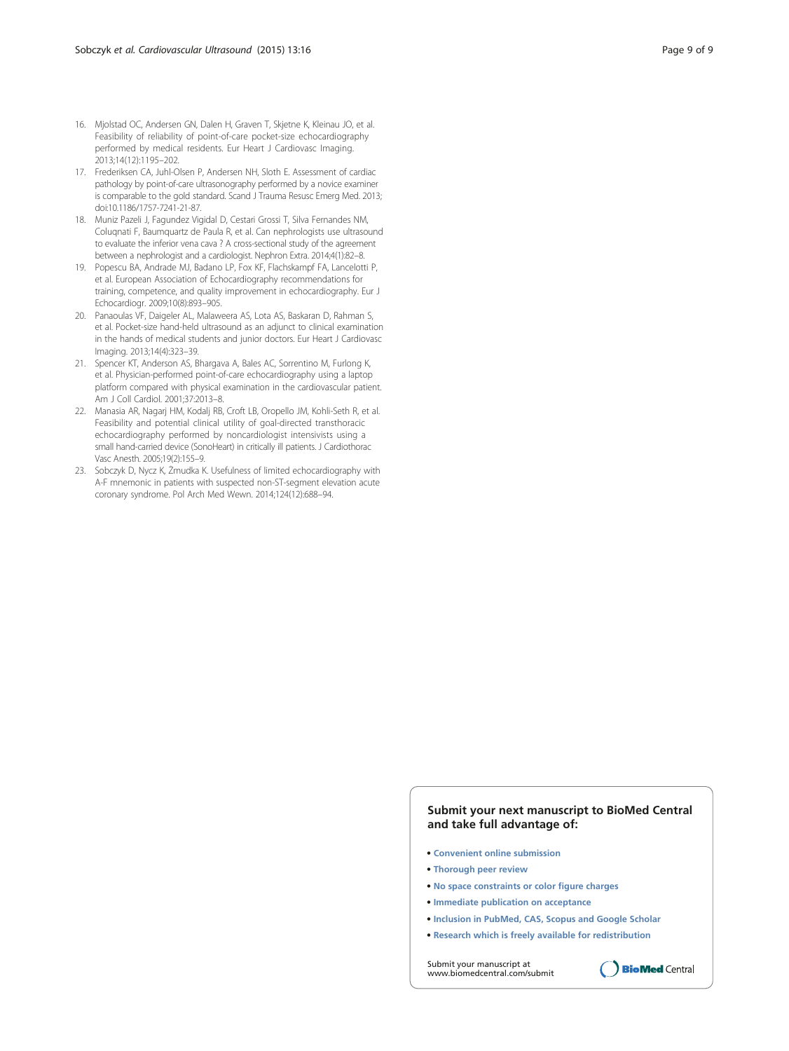16. Mjolstad OC, Andersen GN, Dalen H, Graven T, Skjetne K, Kleinau JO, et al. Feasibility of reliability of point-of-care pocket-size echocardiography performed by medical residents. Eur Heart J Cardiovasc Imaging. 2013;14(12):1195–202.
17. Frederiksen CA, Juhl-Olsen P, Andersen NH, Sloth E. Assessment of cardiac pathology by point-of-care ultrasonography performed by a novice examiner is comparable to the gold standard. Scand J Trauma Resusc Emerg Med. 2013; doi:10.1186/1757-7241-21-87.
18. Muniz Pazeli J, Fagundez Vigidal D, Cestari Grossi T, Silva Fernandes NM, Coluqnati F, Baumquartz de Paula R, et al. Can nephrologists use ultrasound to evaluate the inferior vena cava ? A cross-sectional study of the agreement between a nephrologist and a cardiologist. Nephron Extra. 2014;4(1):82–8.
19. Popescu BA, Andrade MJ, Badano LP, Fox KF, Flachskampf FA, Lancelotti P, et al. European Association of Echocardiography recommendations for training, competence, and quality improvement in echocardiography. Eur J Echocardiogr. 2009;10(8):893–905.
20. Panaoulas VF, Daigeler AL, Malaweera AS, Lota AS, Baskaran D, Rahman S, et al. Pocket-size hand-held ultrasound as an adjunct to clinical examination in the hands of medical students and junior doctors. Eur Heart J Cardiovasc Imaging. 2013;14(4):323–39.
21. Spencer KT, Anderson AS, Bhargava A, Bales AC, Sorrentino M, Furlong K, et al. Physician-performed point-of-care echocardiography using a laptop platform compared with physical examination in the cardiovascular patient. Am J Coll Cardiol. 2001;37:2013–8.
22. Manasia AR, Nagarj HM, Kodalj RB, Croft LB, Oropello JM, Kohli-Seth R, et al. Feasibility and potential clinical utility of goal-directed transthoracic echocardiography performed by noncardiologist intensivists using a small hand-carried device (SonoHeart) in critically ill patients. J Cardiothorac Vasc Anesth. 2005;19(2):155–9.
23. Sobczyk D, Nycz K, Żmudka K. Usefulness of limited echocardiography with A-F mnemonic in patients with suspected non-ST-segment elevation acute coronary syndrome. Pol Arch Med Wewn. 2014;124(12):688–94.

**Submit your next manuscript to BioMed Central and take full advantage of:**

- **Convenient online submission**
- **Thorough peer review**
- **No space constraints or color figure charges**
- **Immediate publication on acceptance**
- **Inclusion in PubMed, CAS, Scopus and Google Scholar**
- **Research which is freely available for redistribution**

Submit your manuscript at
www.biomedcentral.com/submit

BioMed Central